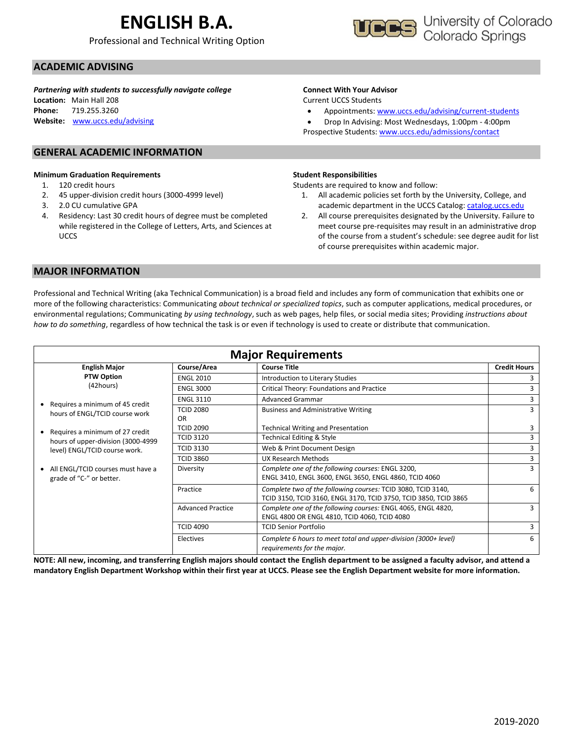# ENGLISH B.A.

Professional and Technical Writing Option

University of Colorado Colorado Springs

## ACADEMIC ADVISING

***Partnering with students to successfully navigate college***

**Location:** Main Hall 208
**Phone:** 719.255.3260
**Website:** www.uccs.edu/advising

**Connect With Your Advisor**

Current UCCS Students

- Appointments: www.uccs.edu/advising/current-students
- Drop In Advising: Most Wednesdays, 1:00pm - 4:00pm

Prospective Students: www.uccs.edu/admissions/contact

## GENERAL ACADEMIC INFORMATION

**Minimum Graduation Requirements**

1. 120 credit hours
2. 45 upper-division credit hours (3000-4999 level)
3. 2.0 CU cumulative GPA
4. Residency: Last 30 credit hours of degree must be completed while registered in the College of Letters, Arts, and Sciences at UCCS

**Student Responsibilities**

Students are required to know and follow:

1. All academic policies set forth by the University, College, and academic department in the UCCS Catalog: catalog.uccs.edu
2. All course prerequisites designated by the University. Failure to meet course pre-requisites may result in an administrative drop of the course from a student's schedule: see degree audit for list of course prerequisites within academic major.

## MAJOR INFORMATION

Professional and Technical Writing (aka Technical Communication) is a broad field and includes any form of communication that exhibits one or more of the following characteristics: Communicating *about technical or specialized topics*, such as computer applications, medical procedures, or environmental regulations; Communicating *by using technology*, such as web pages, help files, or social media sites; Providing *instructions about how to do something*, regardless of how technical the task is or even if technology is used to create or distribute that communication.

### Major Requirements

| English Major PTW Option (42hours) | Course/Area | Course Title | Credit Hours |
|---|---|---|---|
| • Requires a minimum of 45 credit hours of ENGL/TCID course work | ENGL 2010 | Introduction to Literary Studies | 3 |
| • Requires a minimum of 27 credit hours of upper-division (3000-4999 level) ENGL/TCID course work. | ENGL 3000 | Critical Theory: Foundations and Practice | 3 |
| • All ENGL/TCID courses must have a grade of "C-" or better. | ENGL 3110 | Advanced Grammar | 3 |
| | TCID 2080 OR TCID 2090 | Business and Administrative Writing / Technical Writing and Presentation | 3 / 3 |
| | TCID 3120 | Technical Editing & Style | 3 |
| | TCID 3130 | Web & Print Document Design | 3 |
| | TCID 3860 | UX Research Methods | 3 |
| | Diversity | *Complete one of the following courses:* ENGL 3200, ENGL 3410, ENGL 3600, ENGL 3650, ENGL 4860, TCID 4060 | 3 |
| | Practice | *Complete two of the following courses:* TCID 3080, TCID 3140, TCID 3150, TCID 3160, ENGL 3170, TCID 3750, TCID 3850, TCID 3865 | 6 |
| | Advanced Practice | *Complete one of the following courses:* ENGL 4065, ENGL 4820, ENGL 4800 OR ENGL 4810, TCID 4060, TCID 4080 | 3 |
| | TCID 4090 | TCID Senior Portfolio | 3 |
| | Electives | *Complete 6 hours to meet total and upper-division (3000+ level) requirements for the major.* | 6 |

**NOTE: All new, incoming, and transferring English majors should contact the English department to be assigned a faculty advisor, and attend a mandatory English Department Workshop within their first year at UCCS. Please see the English Department website for more information.**

2019-2020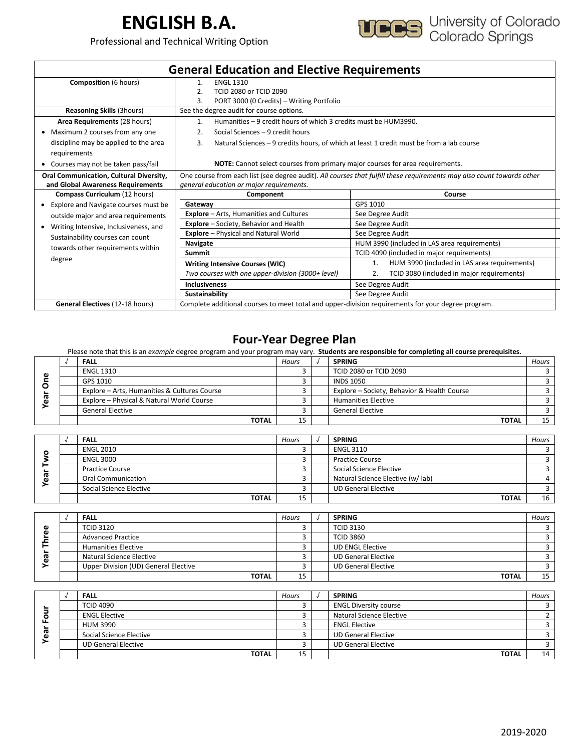# ENGLISH B.A.

Professional and Technical Writing Option

University of Colorado Colorado Springs

| General Education and Elective Requirements | | |
|---|---|---|
| **Composition** (6 hours) | 1. ENGL 1310<br>2. TCID 2080 or TCID 2090<br>3. PORT 3000 (0 Credits) – Writing Portfolio | |
| **Reasoning Skills** (3hours) | See the degree audit for course options. | |
| **Area Requirements** (28 hours)<br>• Maximum 2 courses from any one discipline may be applied to the area requirements<br>• Courses may not be taken pass/fail | 1. Humanities – 9 credit hours of which 3 credits must be HUM3990.<br>2. Social Sciences – 9 credit hours<br>3. Natural Sciences – 9 credits hours, of which at least 1 credit must be from a lab course<br><br>**NOTE:** Cannot select courses from primary major courses for area requirements. | |
| **Oral Communication, Cultural Diversity, and Global Awareness Requirements** | One course from each list (see degree audit). *All courses that fulfill these requirements may also count towards other general education or major requirements.* | |
| **Compass Curriculum** (12 hours)<br>• Explore and Navigate courses must be outside major and area requirements<br>• Writing Intensive, Inclusiveness, and Sustainability courses can count towards other requirements within degree | **Component** | **Course** |
| | **Gateway** | GPS 1010 |
| | **Explore** – Arts, Humanities and Cultures | See Degree Audit |
| | **Explore** – Society, Behavior and Health | See Degree Audit |
| | **Explore** – Physical and Natural World | See Degree Audit |
| | **Navigate** | HUM 3990 (included in LAS area requirements) |
| | **Summit** | TCID 4090 (included in major requirements) |
| | **Writing Intensive Courses (WIC)**<br>*Two courses with one upper-division (3000+ level)* | 1. HUM 3990 (included in LAS area requirements)<br>2. TCID 3080 (included in major requirements) |
| | **Inclusiveness** | See Degree Audit |
| | **Sustainability** | See Degree Audit |
| **General Electives** (12-18 hours) | Complete additional courses to meet total and upper-division requirements for your degree program. | |

## Four-Year Degree Plan

Please note that this is an *example* degree program and your program may vary. **Students are responsible for completing all course prerequisites.**

| Year One | √ | FALL | Hours | √ | SPRING | Hours |
|---|---|---|---|---|---|---|
| | | ENGL 1310 | 3 | | TCID 2080 or TCID 2090 | 3 |
| | | GPS 1010 | 3 | | INDS 1050 | 3 |
| | | Explore – Arts, Humanities & Cultures Course | 3 | | Explore – Society, Behavior & Health Course | 3 |
| | | Explore – Physical & Natural World Course | 3 | | Humanities Elective | 3 |
| | | General Elective | 3 | | General Elective | 3 |
| | | **TOTAL** | 15 | | **TOTAL** | 15 |

| Year Two | √ | FALL | Hours | √ | SPRING | Hours |
|---|---|---|---|---|---|---|
| | | ENGL 2010 | 3 | | ENGL 3110 | 3 |
| | | ENGL 3000 | 3 | | Practice Course | 3 |
| | | Practice Course | 3 | | Social Science Elective | 3 |
| | | Oral Communication | 3 | | Natural Science Elective (w/ lab) | 4 |
| | | Social Science Elective | 3 | | UD General Elective | 3 |
| | | **TOTAL** | 15 | | **TOTAL** | 16 |

| Year Three | √ | FALL | Hours | √ | SPRING | Hours |
|---|---|---|---|---|---|---|
| | | TCID 3120 | 3 | | TCID 3130 | 3 |
| | | Advanced Practice | 3 | | TCID 3860 | 3 |
| | | Humanities Elective | 3 | | UD ENGL Elective | 3 |
| | | Natural Science Elective | 3 | | UD General Elective | 3 |
| | | Upper Division (UD) General Elective | 3 | | UD General Elective | 3 |
| | | **TOTAL** | 15 | | **TOTAL** | 15 |

| Year Four | √ | FALL | Hours | √ | SPRING | Hours |
|---|---|---|---|---|---|---|
| | | TCID 4090 | 3 | | ENGL Diversity course | 3 |
| | | ENGL Elective | 3 | | Natural Science Elective | 2 |
| | | HUM 3990 | 3 | | ENGL Elective | 3 |
| | | Social Science Elective | 3 | | UD General Elective | 3 |
| | | UD General Elective | 3 | | UD General Elective | 3 |
| | | **TOTAL** | 15 | | **TOTAL** | 14 |

2019-2020